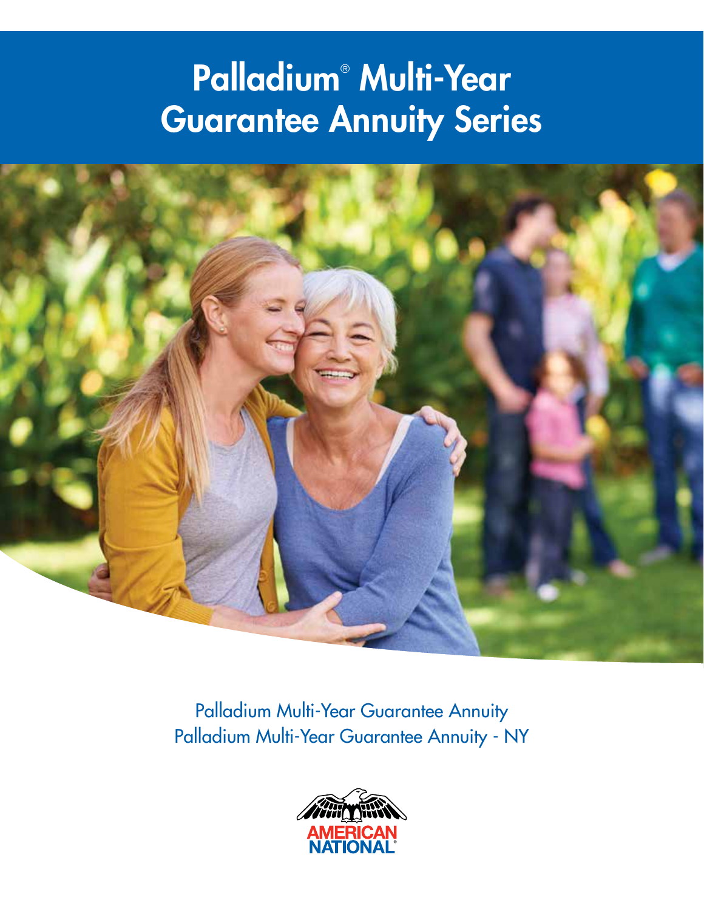# Palladium® Multi-Year Guarantee Annuity Series

Palladium Multi-Year Guarantee Annuity
Palladium Multi-Year Guarantee Annuity - NY

AMERICAN NATIONAL®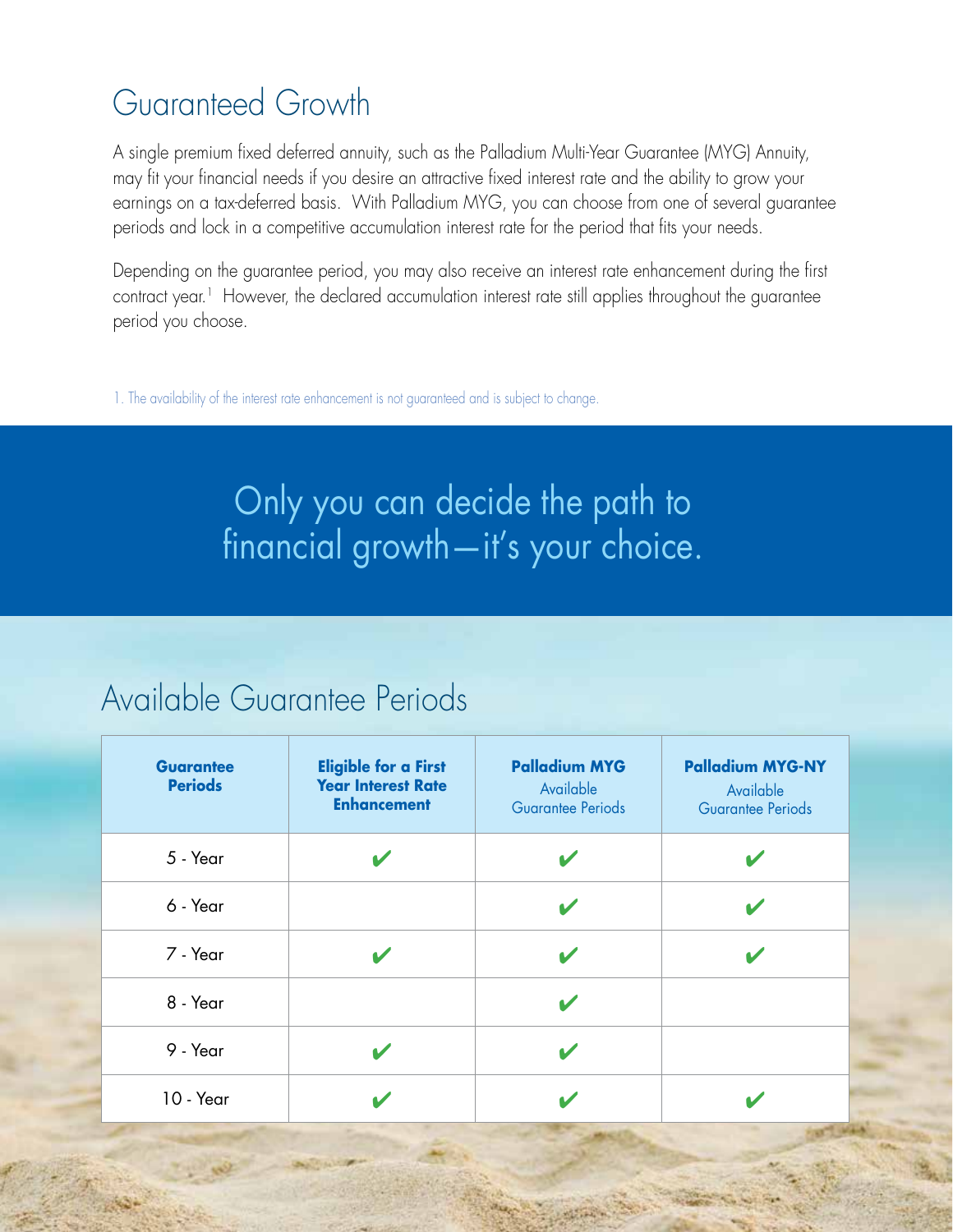# Guaranteed Growth

A single premium fixed deferred annuity, such as the Palladium Multi-Year Guarantee (MYG) Annuity, may fit your financial needs if you desire an attractive fixed interest rate and the ability to grow your earnings on a tax-deferred basis. With Palladium MYG, you can choose from one of several guarantee periods and lock in a competitive accumulation interest rate for the period that fits your needs.

Depending on the guarantee period, you may also receive an interest rate enhancement during the first contract year.[1] However, the declared accumulation interest rate still applies throughout the guarantee period you choose.

1. The availability of the interest rate enhancement is not guaranteed and is subject to change.

## Only you can decide the path to financial growth—it's your choice.

## Available Guarantee Periods

| **Guarantee Periods** | **Eligible for a First Year Interest Rate Enhancement** | **Palladium MYG** Available Guarantee Periods | **Palladium MYG-NY** Available Guarantee Periods |
|---|---|---|---|
| 5 - Year | ✔ | ✔ | ✔ |
| 6 - Year | | ✔ | ✔ |
| 7 - Year | ✔ | ✔ | ✔ |
| 8 - Year | | ✔ | |
| 9 - Year | ✔ | ✔ | |
| 10 - Year | ✔ | ✔ | ✔ |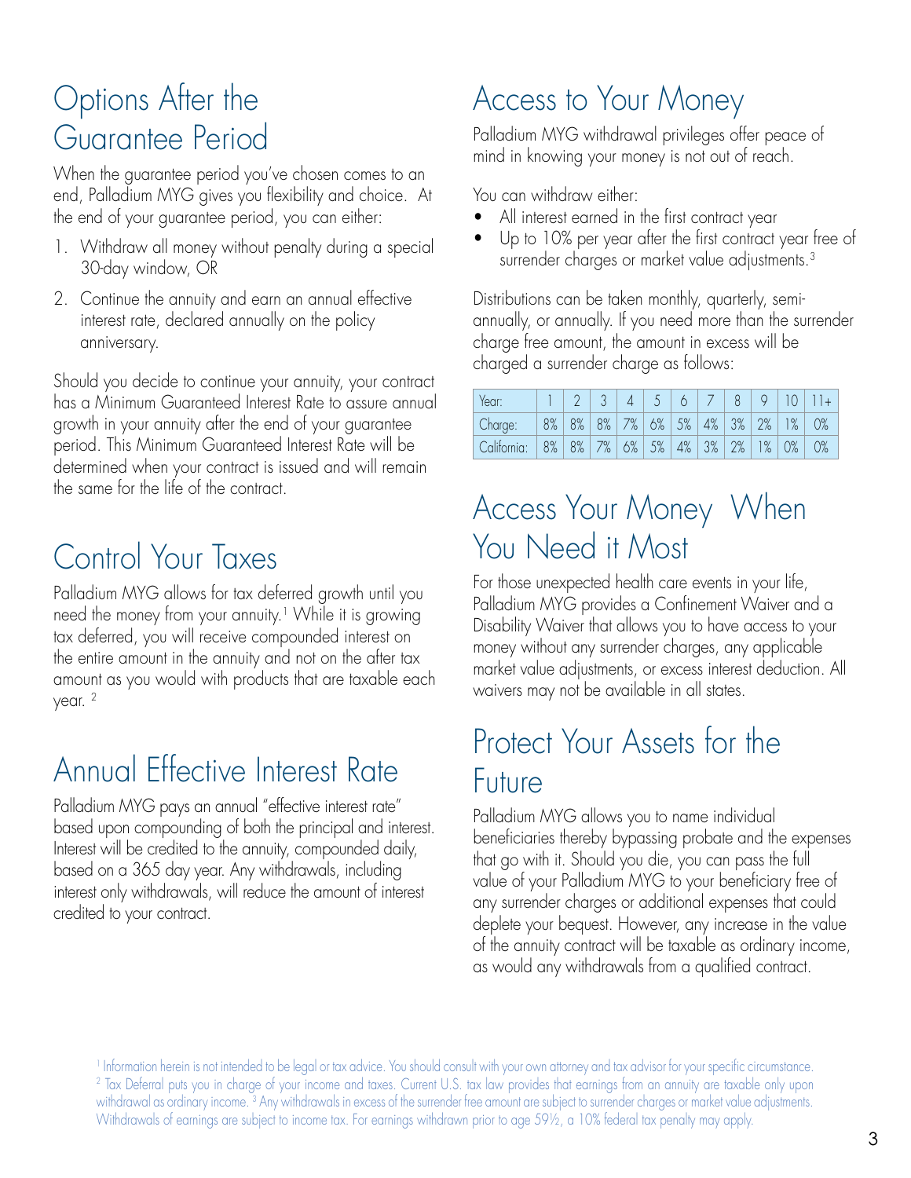## Options After the Guarantee Period

When the guarantee period you've chosen comes to an end, Palladium MYG gives you flexibility and choice. At the end of your guarantee period, you can either:

1. Withdraw all money without penalty during a special 30-day window, OR
2. Continue the annuity and earn an annual effective interest rate, declared annually on the policy anniversary.

Should you decide to continue your annuity, your contract has a Minimum Guaranteed Interest Rate to assure annual growth in your annuity after the end of your guarantee period. This Minimum Guaranteed Interest Rate will be determined when your contract is issued and will remain the same for the life of the contract.

## Control Your Taxes

Palladium MYG allows for tax deferred growth until you need the money from your annuity.[1] While it is growing tax deferred, you will receive compounded interest on the entire amount in the annuity and not on the after tax amount as you would with products that are taxable each year. [2]

## Annual Effective Interest Rate

Palladium MYG pays an annual "effective interest rate" based upon compounding of both the principal and interest. Interest will be credited to the annuity, compounded daily, based on a 365 day year. Any withdrawals, including interest only withdrawals, will reduce the amount of interest credited to your contract.

## Access to Your Money

Palladium MYG withdrawal privileges offer peace of mind in knowing your money is not out of reach.

You can withdraw either:

- All interest earned in the first contract year
- Up to 10% per year after the first contract year free of surrender charges or market value adjustments.[3]

Distributions can be taken monthly, quarterly, semi-annually, or annually. If you need more than the surrender charge free amount, the amount in excess will be charged a surrender charge as follows:

| Year: | 1 | 2 | 3 | 4 | 5 | 6 | 7 | 8 | 9 | 10 | 11+ |
|---|---|---|---|---|---|---|---|---|---|---|---|
| Charge: | 8% | 8% | 8% | 7% | 6% | 5% | 4% | 3% | 2% | 1% | 0% |
| California: | 8% | 8% | 7% | 6% | 5% | 4% | 3% | 2% | 1% | 0% | 0% |

## Access Your Money When You Need it Most

For those unexpected health care events in your life, Palladium MYG provides a Confinement Waiver and a Disability Waiver that allows you to have access to your money without any surrender charges, any applicable market value adjustments, or excess interest deduction. All waivers may not be available in all states.

## Protect Your Assets for the Future

Palladium MYG allows you to name individual beneficiaries thereby bypassing probate and the expenses that go with it. Should you die, you can pass the full value of your Palladium MYG to your beneficiary free of any surrender charges or additional expenses that could deplete your bequest. However, any increase in the value of the annuity contract will be taxable as ordinary income, as would any withdrawals from a qualified contract.

[1] Information herein is not intended to be legal or tax advice. You should consult with your own attorney and tax advisor for your specific circumstance. [2] Tax Deferral puts you in charge of your income and taxes. Current U.S. tax law provides that earnings from an annuity are taxable only upon withdrawal as ordinary income. [3] Any withdrawals in excess of the surrender free amount are subject to surrender charges or market value adjustments. Withdrawals of earnings are subject to income tax. For earnings withdrawn prior to age 59½, a 10% federal tax penalty may apply.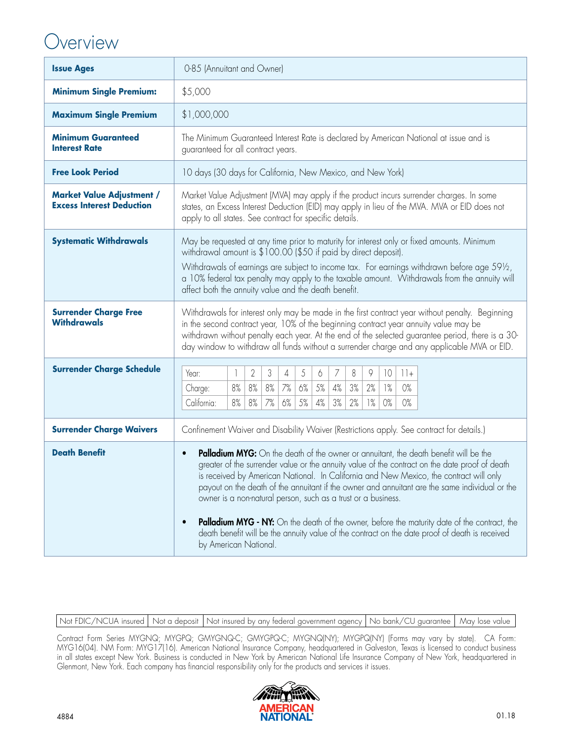# Overview

| | |
|---|---|
| **Issue Ages** | 0-85 (Annuitant and Owner) |
| **Minimum Single Premium:** | $5,000 |
| **Maximum Single Premium** | $1,000,000 |
| **Minimum Guaranteed Interest Rate** | The Minimum Guaranteed Interest Rate is declared by American National at issue and is guaranteed for all contract years. |
| **Free Look Period** | 10 days (30 days for California, New Mexico, and New York) |
| **Market Value Adjustment / Excess Interest Deduction** | Market Value Adjustment (MVA) may apply if the product incurs surrender charges. In some states, an Excess Interest Deduction (EID) may apply in lieu of the MVA. MVA or EID does not apply to all states. See contract for specific details. |
| **Systematic Withdrawals** | May be requested at any time prior to maturity for interest only or fixed amounts. Minimum withdrawal amount is $100.00 ($50 if paid by direct deposit). Withdrawals of earnings are subject to income tax. For earnings withdrawn before age 59½, a 10% federal tax penalty may apply to the taxable amount. Withdrawals from the annuity will affect both the annuity value and the death benefit. |
| **Surrender Charge Free Withdrawals** | Withdrawals for interest only may be made in the first contract year without penalty. Beginning in the second contract year, 10% of the beginning contract year annuity value may be withdrawn without penalty each year. At the end of the selected guarantee period, there is a 30-day window to withdraw all funds without a surrender charge and any applicable MVA or EID. |
| **Surrender Charge Schedule** | See schedule below |
| **Surrender Charge Waivers** | Confinement Waiver and Disability Waiver (Restrictions apply. See contract for details.) |
| **Death Benefit** | • **Palladium MYG:** On the death of the owner or annuitant, the death benefit will be the greater of the surrender value or the annuity value of the contract on the date proof of death is received by American National. In California and New Mexico, the contract will only payout on the death of the annuitant if the owner and annuitant are the same individual or the owner is a non-natural person, such as a trust or a business. • **Palladium MYG - NY:** On the death of the owner, before the maturity date of the contract, the death benefit will be the annuity value of the contract on the date proof of death is received by American National. |

**Surrender Charge Schedule**

| Year: | 1 | 2 | 3 | 4 | 5 | 6 | 7 | 8 | 9 | 10 | 11+ |
|---|---|---|---|---|---|---|---|---|---|---|---|
| Charge: | 8% | 8% | 8% | 7% | 6% | 5% | 4% | 3% | 2% | 1% | 0% |
| California: | 8% | 8% | 7% | 6% | 5% | 4% | 3% | 2% | 1% | 0% | 0% |

| Not FDIC/NCUA insured | Not a deposit | Not insured by any federal government agency | No bank/CU guarantee | May lose value |
|---|---|---|---|---|

Contract Form Series MYGNQ; MYGPQ; GMYGNQ-C; GMYGPQ-C; MYGNQ(NY); MYGPQ(NY) (Forms may vary by state). CA Form: MYG16(04). NM Form: MYG17(16). American National Insurance Company, headquartered in Galveston, Texas is licensed to conduct business in all states except New York. Business is conducted in New York by American National Life Insurance Company of New York, headquartered in Glenmont, New York. Each company has financial responsibility only for the products and services it issues.

AMERICAN NATIONAL

4884

01.18